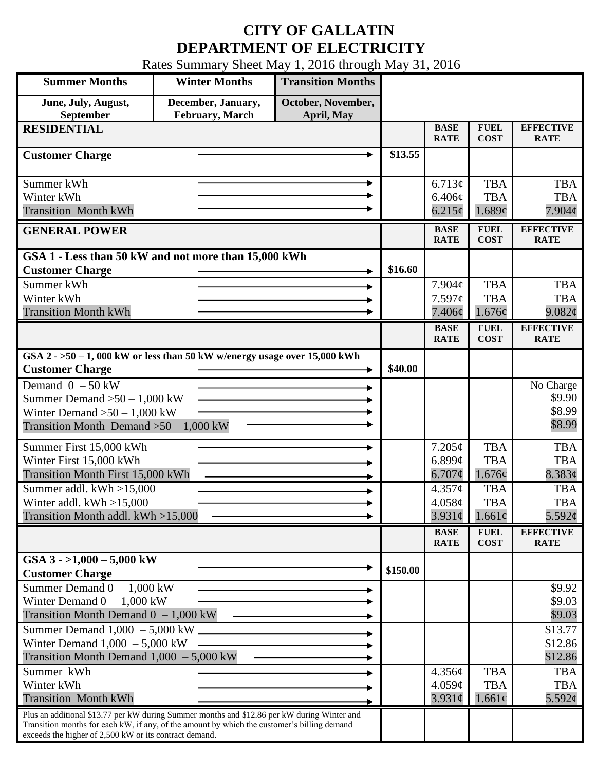# CITY OF GALLATIN
# DEPARTMENT OF ELECTRICITY

Rates Summary Sheet May 1, 2016 through May 31, 2016

| Summer Months | Winter Months | Transition Months |
|---|---|---|
| June, July, August, September | December, January, February, March | October, November, April, May |

| RESIDENTIAL | | BASE RATE | FUEL COST | EFFECTIVE RATE |
|---|---|---|---|---|
| Customer Charge | $13.55 | | | |
| Summer kWh | | 6.713¢ | TBA | TBA |
| Winter kWh | | 6.406¢ | TBA | TBA |
| Transition Month kWh | | 6.215¢ | 1.689¢ | 7.904¢ |

| GENERAL POWER | | BASE RATE | FUEL COST | EFFECTIVE RATE |
|---|---|---|---|---|
| **GSA 1 - Less than 50 kW and not more than 15,000 kWh** | | | | |
| Customer Charge | $16.60 | | | |
| Summer kWh | | 7.904¢ | TBA | TBA |
| Winter kWh | | 7.597¢ | TBA | TBA |
| Transition Month kWh | | 7.406¢ | 1.676¢ | 9.082¢ |

| | | BASE RATE | FUEL COST | EFFECTIVE RATE |
|---|---|---|---|---|
| **GSA 2 - >50 – 1, 000 kW or less than 50 kW w/energy usage over 15,000 kWh** | | | | |
| Customer Charge | $40.00 | | | |
| Demand 0 – 50 kW | | | | No Charge |
| Summer Demand >50 – 1,000 kW | | | | $9.90 |
| Winter Demand >50 – 1,000 kW | | | | $8.99 |
| Transition Month Demand >50 – 1,000 kW | | | | $8.99 |
| Summer First 15,000 kWh | | 7.205¢ | TBA | TBA |
| Winter First 15,000 kWh | | 6.899¢ | TBA | TBA |
| Transition Month First 15,000 kWh | | 6.707¢ | 1.676¢ | 8.383¢ |
| Summer addl. kWh >15,000 | | 4.357¢ | TBA | TBA |
| Winter addl. kWh >15,000 | | 4.058¢ | TBA | TBA |
| Transition Month addl. kWh >15,000 | | 3.931¢ | 1.661¢ | 5.592¢ |

| | | BASE RATE | FUEL COST | EFFECTIVE RATE |
|---|---|---|---|---|
| **GSA 3 - >1,000 – 5,000 kW** | | | | |
| Customer Charge | $150.00 | | | |
| Summer Demand 0 – 1,000 kW | | | | $9.92 |
| Winter Demand 0 – 1,000 kW | | | | $9.03 |
| Transition Month Demand 0 – 1,000 kW | | | | $9.03 |
| Summer Demand 1,000 – 5,000 kW | | | | $13.77 |
| Winter Demand 1,000 – 5,000 kW | | | | $12.86 |
| Transition Month Demand 1,000 – 5,000 kW | | | | $12.86 |
| Summer kWh | | 4.356¢ | TBA | TBA |
| Winter kWh | | 4.059¢ | TBA | TBA |
| Transition Month kWh | | 3.931¢ | 1.661¢ | 5.592¢ |
| Plus an additional $13.77 per kW during Summer months and $12.86 per kW during Winter and Transition months for each kW, if any, of the amount by which the customer's billing demand exceeds the higher of 2,500 kW or its contract demand. | | | | |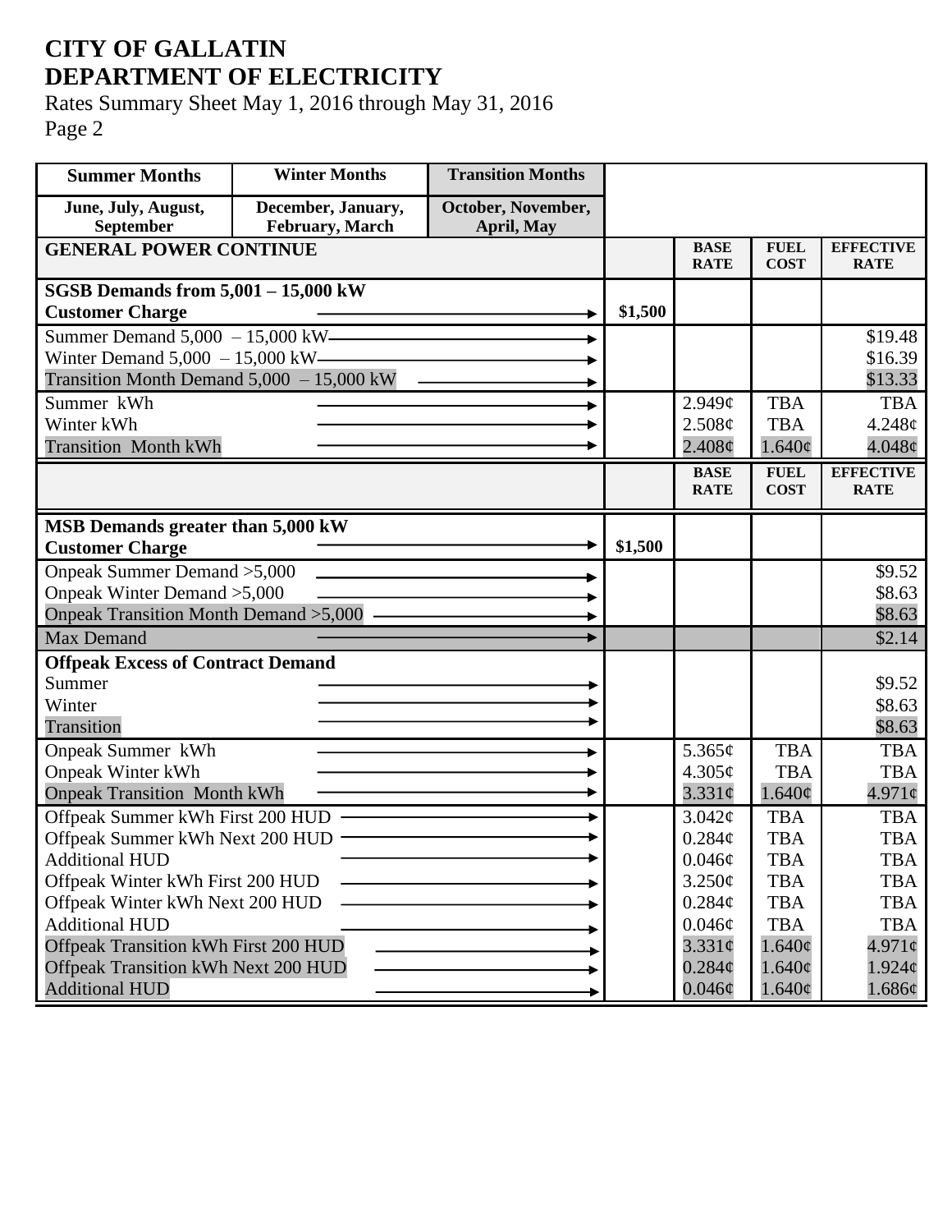# CITY OF GALLATIN
# DEPARTMENT OF ELECTRICITY

Rates Summary Sheet May 1, 2016 through May 31, 2016
Page 2

| Summer Months | Winter Months | Transition Months | | | | |
|---|---|---|---|---|---|---|
| June, July, August, September | December, January, February, March | October, November, April, May | | | | |
| **GENERAL POWER CONTINUE** | | | | **BASE RATE** | **FUEL COST** | **EFFECTIVE RATE** |
| **SGSB Demands from 5,001 – 15,000 kW** | | | | | | |
| **Customer Charge** | | | **$1,500** | | | |
| Summer Demand 5,000 – 15,000 kW | | | | | | $19.48 |
| Winter Demand 5,000 – 15,000 kW | | | | | | $16.39 |
| Transition Month Demand 5,000 – 15,000 kW | | | | | | $13.33 |
| Summer kWh | | | | 2.949¢ | TBA | TBA |
| Winter kWh | | | | 2.508¢ | TBA | 4.248¢ |
| Transition Month kWh | | | | 2.408¢ | 1.640¢ | 4.048¢ |
| | | | | **BASE RATE** | **FUEL COST** | **EFFECTIVE RATE** |
| **MSB Demands greater than 5,000 kW** | | | | | | |
| **Customer Charge** | | | **$1,500** | | | |
| Onpeak Summer Demand >5,000 | | | | | | $9.52 |
| Onpeak Winter Demand >5,000 | | | | | | $8.63 |
| Onpeak Transition Month Demand >5,000 | | | | | | $8.63 |
| Max Demand | | | | | | $2.14 |
| **Offpeak Excess of Contract Demand** | | | | | | |
| Summer | | | | | | $9.52 |
| Winter | | | | | | $8.63 |
| Transition | | | | | | $8.63 |
| Onpeak Summer kWh | | | | 5.365¢ | TBA | TBA |
| Onpeak Winter kWh | | | | 4.305¢ | TBA | TBA |
| Onpeak Transition Month kWh | | | | 3.331¢ | 1.640¢ | 4.971¢ |
| Offpeak Summer kWh First 200 HUD | | | | 3.042¢ | TBA | TBA |
| Offpeak Summer kWh Next 200 HUD | | | | 0.284¢ | TBA | TBA |
| Additional HUD | | | | 0.046¢ | TBA | TBA |
| Offpeak Winter kWh First 200 HUD | | | | 3.250¢ | TBA | TBA |
| Offpeak Winter kWh Next 200 HUD | | | | 0.284¢ | TBA | TBA |
| Additional HUD | | | | 0.046¢ | TBA | TBA |
| Offpeak Transition kWh First 200 HUD | | | | 3.331¢ | 1.640¢ | 4.971¢ |
| Offpeak Transition kWh Next 200 HUD | | | | 0.284¢ | 1.640¢ | 1.924¢ |
| Additional HUD | | | | 0.046¢ | 1.640¢ | 1.686¢ |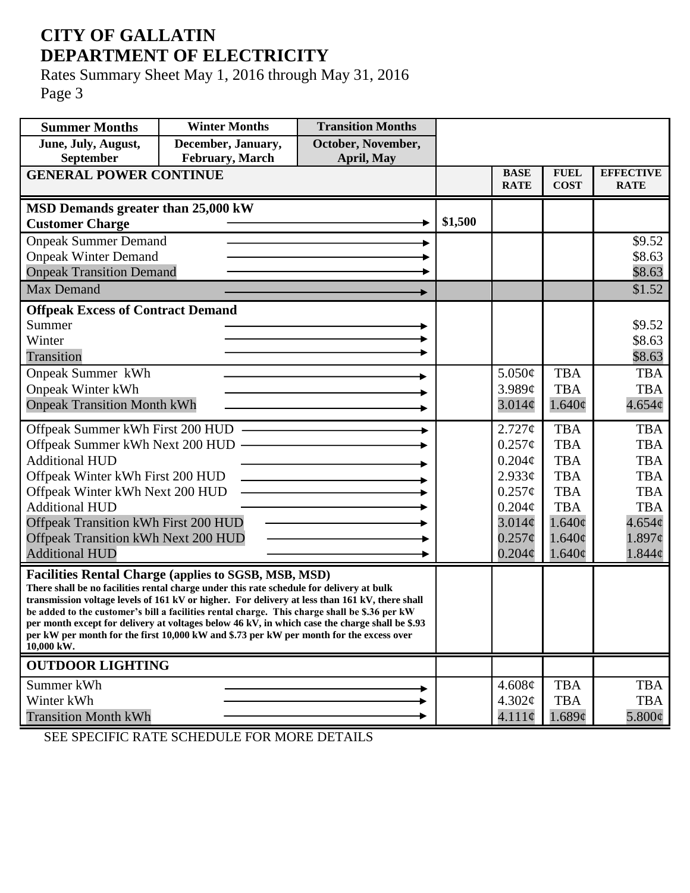# CITY OF GALLATIN
# DEPARTMENT OF ELECTRICITY

Rates Summary Sheet May 1, 2016 through May 31, 2016
Page 3

| Summer Months | Winter Months | Transition Months | | | | |
|---|---|---|---|---|---|---|
| June, July, August, September | December, January, February, March | October, November, April, May | | | | |
| **GENERAL POWER CONTINUE** | | | | **BASE RATE** | **FUEL COST** | **EFFECTIVE RATE** |
| **MSD Demands greater than 25,000 kW** | | | | | | |
| **Customer Charge** | | | **$1,500** | | | |
| Onpeak Summer Demand | | | | | | $9.52 |
| Onpeak Winter Demand | | | | | | $8.63 |
| Onpeak Transition Demand | | | | | | $8.63 |
| Max Demand | | | | | | $1.52 |
| **Offpeak Excess of Contract Demand** | | | | | | |
| Summer | | | | | | $9.52 |
| Winter | | | | | | $8.63 |
| Transition | | | | | | $8.63 |
| Onpeak Summer kWh | | | | 5.050¢ | TBA | TBA |
| Onpeak Winter kWh | | | | 3.989¢ | TBA | TBA |
| Onpeak Transition Month kWh | | | | 3.014¢ | 1.640¢ | 4.654¢ |
| Offpeak Summer kWh First 200 HUD | | | | 2.727¢ | TBA | TBA |
| Offpeak Summer kWh Next 200 HUD | | | | 0.257¢ | TBA | TBA |
| Additional HUD | | | | 0.204¢ | TBA | TBA |
| Offpeak Winter kWh First 200 HUD | | | | 2.933¢ | TBA | TBA |
| Offpeak Winter kWh Next 200 HUD | | | | 0.257¢ | TBA | TBA |
| Additional HUD | | | | 0.204¢ | TBA | TBA |
| Offpeak Transition kWh First 200 HUD | | | | 3.014¢ | 1.640¢ | 4.654¢ |
| Offpeak Transition kWh Next 200 HUD | | | | 0.257¢ | 1.640¢ | 1.897¢ |
| Additional HUD | | | | 0.204¢ | 1.640¢ | 1.844¢ |
| **Facilities Rental Charge (applies to SGSB, MSB, MSD)** There shall be no facilities rental charge under this rate schedule for delivery at bulk transmission voltage levels of 161 kV or higher. For delivery at less than 161 kV, there shall be added to the customer's bill a facilities rental charge. This charge shall be $.36 per kW per month except for delivery at voltages below 46 kV, in which case the charge shall be $.93 per kW per month for the first 10,000 kW and $.73 per kW per month for the excess over 10,000 kW. | | | | | | |
| **OUTDOOR LIGHTING** | | | | | | |
| Summer kWh | | | | 4.608¢ | TBA | TBA |
| Winter kWh | | | | 4.302¢ | TBA | TBA |
| Transition Month kWh | | | | 4.111¢ | 1.689¢ | 5.800¢ |

SEE SPECIFIC RATE SCHEDULE FOR MORE DETAILS